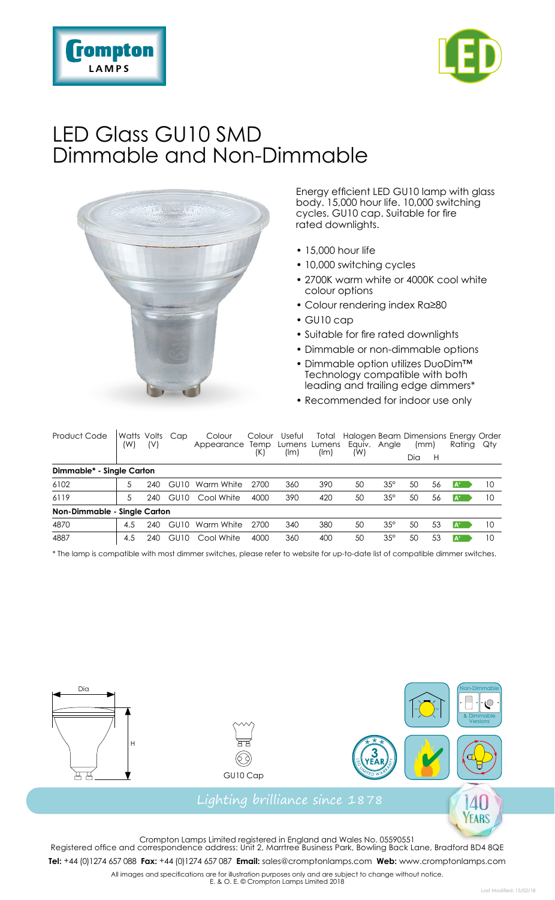# LED Glass GU10 SMD Dimmable and Non-Dimmable

Energy efficient LED GU10 lamp with glass body. 15,000 hour life. 10,000 switching cycles. GU10 cap. Suitable for fire rated downlights.

- 15,000 hour life
- 10,000 switching cycles
- 2700K warm white or 4000K cool white colour options
- Colour rendering index Ra≥80
- GU10 cap
- Suitable for fire rated downlights
- Dimmable or non-dimmable options
- Dimmable option utilizes DuoDim™ Technology compatible with both leading and trailing edge dimmers*
- Recommended for indoor use only

| Product Code | Watts (W) | Volts (V) | Cap | Colour Appearance | Colour Temp (K) | Useful Lumens (lm) | Total Lumens (lm) | Halogen Equiv. (W) | Beam Angle | Dimensions (mm) Dia | Dimensions (mm) H | Energy Rating | Order Qty |
|---|---|---|---|---|---|---|---|---|---|---|---|---|---|
| **Dimmable* - Single Carton** | | | | | | | | | | | | | |
| 6102 | 5 | 240 | GU10 | Warm White | 2700 | 360 | 390 | 50 | 35° | 50 | 56 | A+ | 10 |
| 6119 | 5 | 240 | GU10 | Cool White | 4000 | 390 | 420 | 50 | 35° | 50 | 56 | A+ | 10 |
| **Non-Dimmable - Single Carton** | | | | | | | | | | | | | |
| 4870 | 4.5 | 240 | GU10 | Warm White | 2700 | 340 | 380 | 50 | 35° | 50 | 53 | A+ | 10 |
| 4887 | 4.5 | 240 | GU10 | Cool White | 4000 | 360 | 400 | 50 | 35° | 50 | 53 | A+ | 10 |

* The lamp is compatible with most dimmer switches, please refer to website for up-to-date list of compatible dimmer switches.

Dia

H

GU10 Cap

Non-Dimmable & Dimmable Versions

3 YEAR LED LIMITED WARRANTY

Lighting brilliance since 1878

140 YEARS

Crompton Lamps Limited registered in England and Wales No. 05590551
Registered office and correspondence address: Unit 2, Marrtree Business Park, Bowling Back Lane, Bradford BD4 8QE

**Tel:** +44 (0)1274 657 088 **Fax:** +44 (0)1274 657 087 **Email:** sales@cromptonlamps.com **Web:** www.cromptonlamps.com

All images and specifications are for illustration purposes only and are subject to change without notice.
E. & O. E. © Crompton Lamps Limited 2018

Last Modified: 15/02/18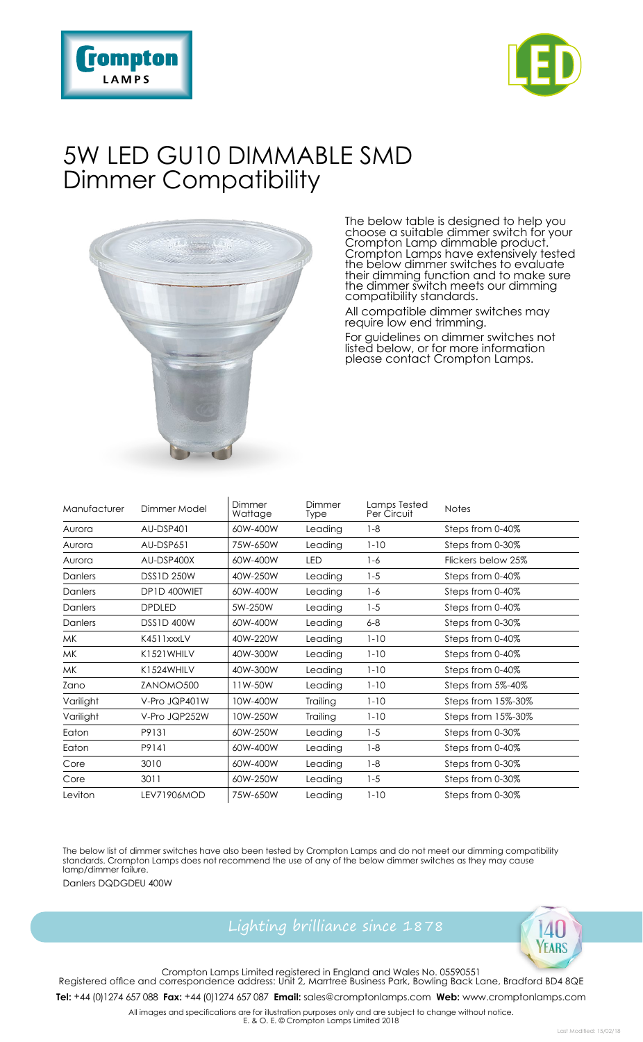# 5W LED GU10 DIMMABLE SMD Dimmer Compatibility

The below table is designed to help you choose a suitable dimmer switch for your Crompton Lamp dimmable product. Crompton Lamps have extensively tested the below dimmer switches to evaluate their dimming function and to make sure the dimmer switch meets our dimming compatibility standards.

All compatible dimmer switches may require low end trimming.

For guidelines on dimmer switches not listed below, or for more information please contact Crompton Lamps.

| Manufacturer | Dimmer Model | Dimmer Wattage | Dimmer Type | Lamps Tested Per Circuit | Notes |
|---|---|---|---|---|---|
| Aurora | AU-DSP401 | 60W-400W | Leading | 1-8 | Steps from 0-40% |
| Aurora | AU-DSP651 | 75W-650W | Leading | 1-10 | Steps from 0-30% |
| Aurora | AU-DSP400X | 60W-400W | LED | 1-6 | Flickers below 25% |
| Danlers | DSS1D 250W | 40W-250W | Leading | 1-5 | Steps from 0-40% |
| Danlers | DP1D 400WIET | 60W-400W | Leading | 1-6 | Steps from 0-40% |
| Danlers | DPDLED | 5W-250W | Leading | 1-5 | Steps from 0-40% |
| Danlers | DSS1D 400W | 60W-400W | Leading | 6-8 | Steps from 0-30% |
| MK | K4511xxxLV | 40W-220W | Leading | 1-10 | Steps from 0-40% |
| MK | K1521WHILV | 40W-300W | Leading | 1-10 | Steps from 0-40% |
| MK | K1524WHILV | 40W-300W | Leading | 1-10 | Steps from 0-40% |
| Zano | ZANOMO500 | 11W-50W | Leading | 1-10 | Steps from 5%-40% |
| Varilight | V-Pro JQP401W | 10W-400W | Trailing | 1-10 | Steps from 15%-30% |
| Varilight | V-Pro JQP252W | 10W-250W | Trailing | 1-10 | Steps from 15%-30% |
| Eaton | P9131 | 60W-250W | Leading | 1-5 | Steps from 0-30% |
| Eaton | P9141 | 60W-400W | Leading | 1-8 | Steps from 0-40% |
| Core | 3010 | 60W-400W | Leading | 1-8 | Steps from 0-30% |
| Core | 3011 | 60W-250W | Leading | 1-5 | Steps from 0-30% |
| Leviton | LEV71906MOD | 75W-650W | Leading | 1-10 | Steps from 0-30% |

The below list of dimmer switches have also been tested by Crompton Lamps and do not meet our dimming compatibility standards. Crompton Lamps does not recommend the use of any of the below dimmer switches as they may cause lamp/dimmer failure.

Danlers DQDGDEU 400W

*Lighting brilliance since 1878*

Crompton Lamps Limited registered in England and Wales No. 05590551
Registered office and correspondence address: Unit 2, Marrtree Business Park, Bowling Back Lane, Bradford BD4 8QE

**Tel:** +44 (0)1274 657 088 **Fax:** +44 (0)1274 657 087 **Email:** sales@cromptonlamps.com **Web:** www.cromptonlamps.com

All images and specifications are for illustration purposes only and are subject to change without notice.
E. & O. E. © Crompton Lamps Limited 2018

Last Modified: 15/02/18